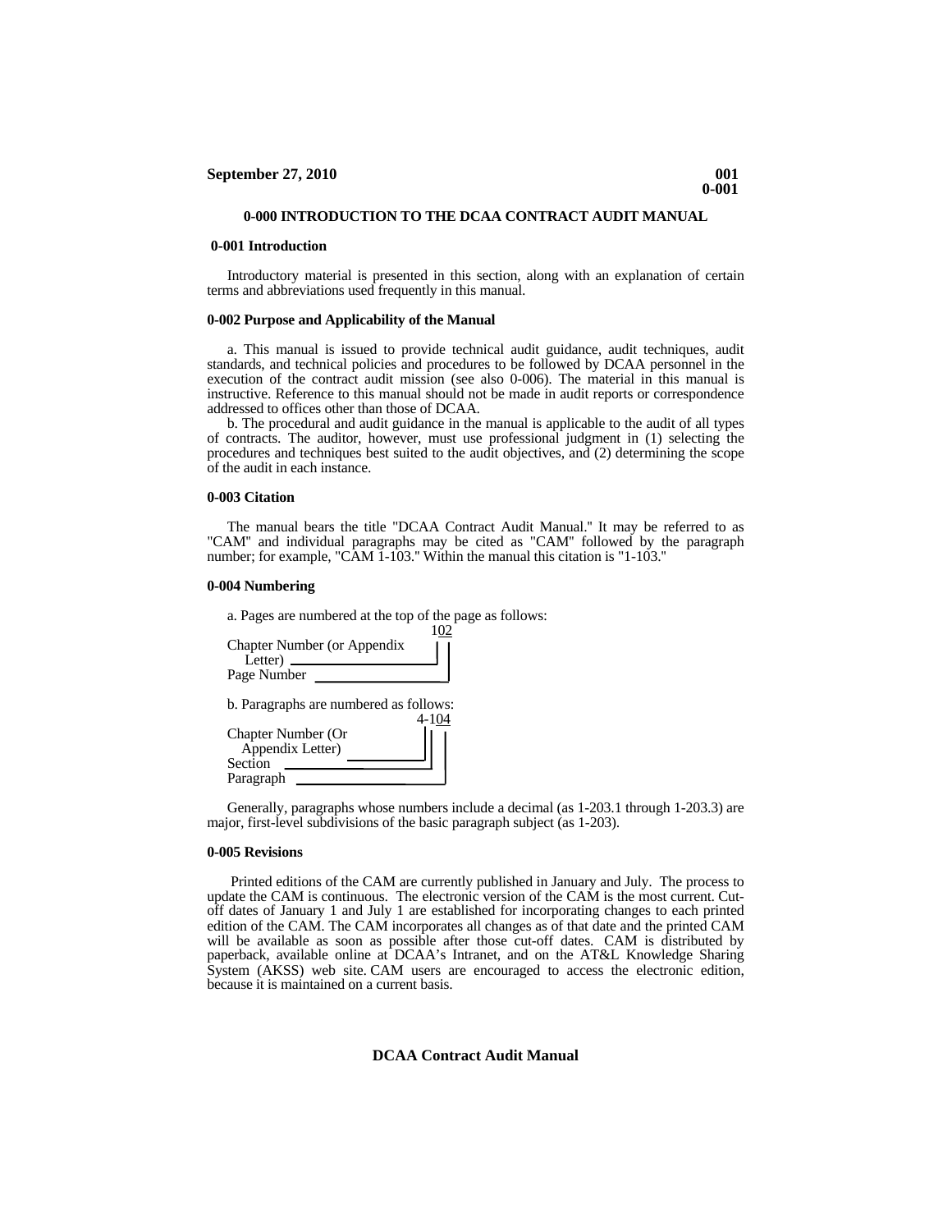# 0-000 INTRODUCTION TO THE DCAA CONTRACT AUDIT MANUAL

## 0-001 Introduction

Introductory material is presented in this section, along with an explanation of certain terms and abbreviations used frequently in this manual.

## 0-002 Purpose and Applicability of the Manual

a. This manual is issued to provide technical audit guidance, audit techniques, audit standards, and technical policies and procedures to be followed by DCAA personnel in the execution of the contract audit mission (see also 0-006). The material in this manual is instructive. Reference to this manual should not be made in audit reports or correspondence addressed to offices other than those of DCAA.

b. The procedural and audit guidance in the manual is applicable to the audit of all types of contracts. The auditor, however, must use professional judgment in (1) selecting the procedures and techniques best suited to the audit objectives, and (2) determining the scope of the audit in each instance.

## 0-003 Citation

The manual bears the title "DCAA Contract Audit Manual." It may be referred to as "CAM" and individual paragraphs may be cited as "CAM" followed by the paragraph number; for example, "CAM 1-103." Within the manual this citation is "1-103."

## 0-004 Numbering

a. Pages are numbered at the top of the page as follows:

```
                                   102
Chapter Number (or Appendix        | |
   Letter) ________________________| |
Page Number _________________________|
```

b. Paragraphs are numbered as follows:

```
                                 4-104
Chapter Number (Or               | | |
   Appendix Letter) _____________| | |
Section ___________________________| |
Paragraph ___________________________|
```

Generally, paragraphs whose numbers include a decimal (as 1-203.1 through 1-203.3) are major, first-level subdivisions of the basic paragraph subject (as 1-203).

## 0-005 Revisions

Printed editions of the CAM are currently published in January and July. The process to update the CAM is continuous. The electronic version of the CAM is the most current. Cut-off dates of January 1 and July 1 are established for incorporating changes to each printed edition of the CAM. The CAM incorporates all changes as of that date and the printed CAM will be available as soon as possible after those cut-off dates. CAM is distributed by paperback, available online at DCAA's Intranet, and on the AT&L Knowledge Sharing System (AKSS) web site. CAM users are encouraged to access the electronic edition, because it is maintained on a current basis.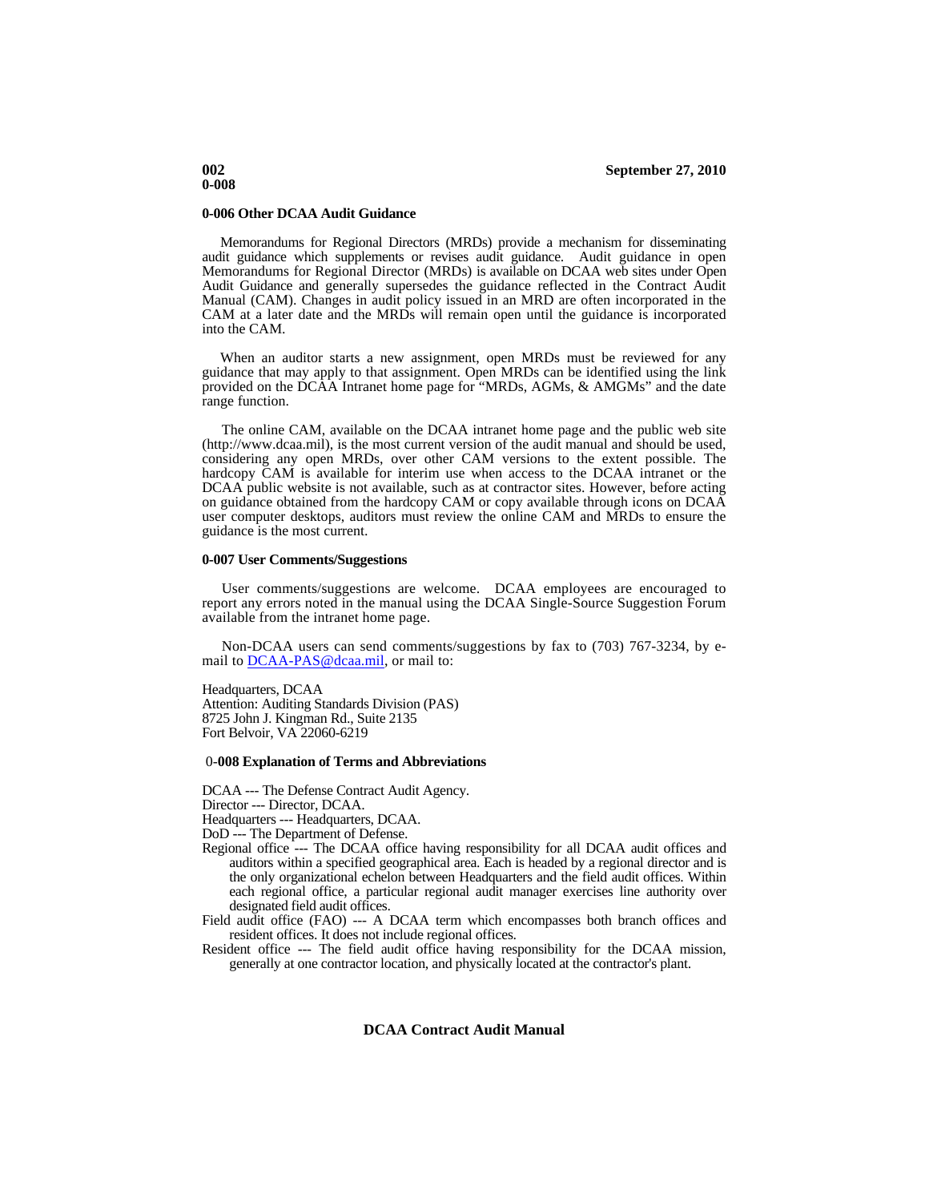### 0-006 Other DCAA Audit Guidance

Memorandums for Regional Directors (MRDs) provide a mechanism for disseminating audit guidance which supplements or revises audit guidance. Audit guidance in open Memorandums for Regional Director (MRDs) is available on DCAA web sites under Open Audit Guidance and generally supersedes the guidance reflected in the Contract Audit Manual (CAM). Changes in audit policy issued in an MRD are often incorporated in the CAM at a later date and the MRDs will remain open until the guidance is incorporated into the CAM.

When an auditor starts a new assignment, open MRDs must be reviewed for any guidance that may apply to that assignment. Open MRDs can be identified using the link provided on the DCAA Intranet home page for "MRDs, AGMs, & AMGMs" and the date range function.

The online CAM, available on the DCAA intranet home page and the public web site (http://www.dcaa.mil), is the most current version of the audit manual and should be used, considering any open MRDs, over other CAM versions to the extent possible. The hardcopy CAM is available for interim use when access to the DCAA intranet or the DCAA public website is not available, such as at contractor sites. However, before acting on guidance obtained from the hardcopy CAM or copy available through icons on DCAA user computer desktops, auditors must review the online CAM and MRDs to ensure the guidance is the most current.

### 0-007 User Comments/Suggestions

User comments/suggestions are welcome. DCAA employees are encouraged to report any errors noted in the manual using the DCAA Single-Source Suggestion Forum available from the intranet home page.

Non-DCAA users can send comments/suggestions by fax to (703) 767-3234, by e-mail to DCAA-PAS@dcaa.mil, or mail to:

Headquarters, DCAA
Attention: Auditing Standards Division (PAS)
8725 John J. Kingman Rd., Suite 2135
Fort Belvoir, VA 22060-6219

### 0-008 Explanation of Terms and Abbreviations

DCAA --- The Defense Contract Audit Agency.

Director --- Director, DCAA.

Headquarters --- Headquarters, DCAA.

DoD --- The Department of Defense.

Regional office --- The DCAA office having responsibility for all DCAA audit offices and auditors within a specified geographical area. Each is headed by a regional director and is the only organizational echelon between Headquarters and the field audit offices. Within each regional office, a particular regional audit manager exercises line authority over designated field audit offices.

Field audit office (FAO) --- A DCAA term which encompasses both branch offices and resident offices. It does not include regional offices.

Resident office --- The field audit office having responsibility for the DCAA mission, generally at one contractor location, and physically located at the contractor's plant.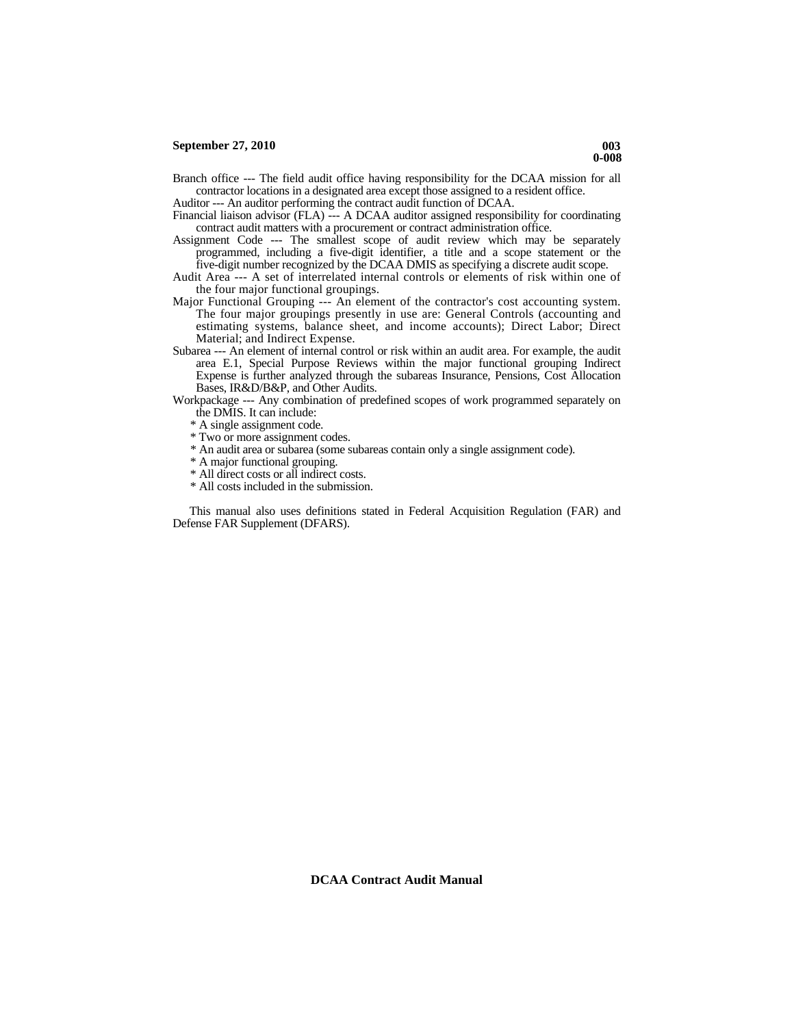Branch office --- The field audit office having responsibility for the DCAA mission for all contractor locations in a designated area except those assigned to a resident office.

Auditor --- An auditor performing the contract audit function of DCAA.

Financial liaison advisor (FLA) --- A DCAA auditor assigned responsibility for coordinating contract audit matters with a procurement or contract administration office.

Assignment Code --- The smallest scope of audit review which may be separately programmed, including a five-digit identifier, a title and a scope statement or the five-digit number recognized by the DCAA DMIS as specifying a discrete audit scope.

Audit Area --- A set of interrelated internal controls or elements of risk within one of the four major functional groupings.

Major Functional Grouping --- An element of the contractor's cost accounting system. The four major groupings presently in use are: General Controls (accounting and estimating systems, balance sheet, and income accounts); Direct Labor; Direct Material; and Indirect Expense.

Subarea --- An element of internal control or risk within an audit area. For example, the audit area E.1, Special Purpose Reviews within the major functional grouping Indirect Expense is further analyzed through the subareas Insurance, Pensions, Cost Allocation Bases, IR&D/B&P, and Other Audits.

Workpackage --- Any combination of predefined scopes of work programmed separately on the DMIS. It can include:

* A single assignment code.
* Two or more assignment codes.
* An audit area or subarea (some subareas contain only a single assignment code).
* A major functional grouping.
* All direct costs or all indirect costs.
* All costs included in the submission.

This manual also uses definitions stated in Federal Acquisition Regulation (FAR) and Defense FAR Supplement (DFARS).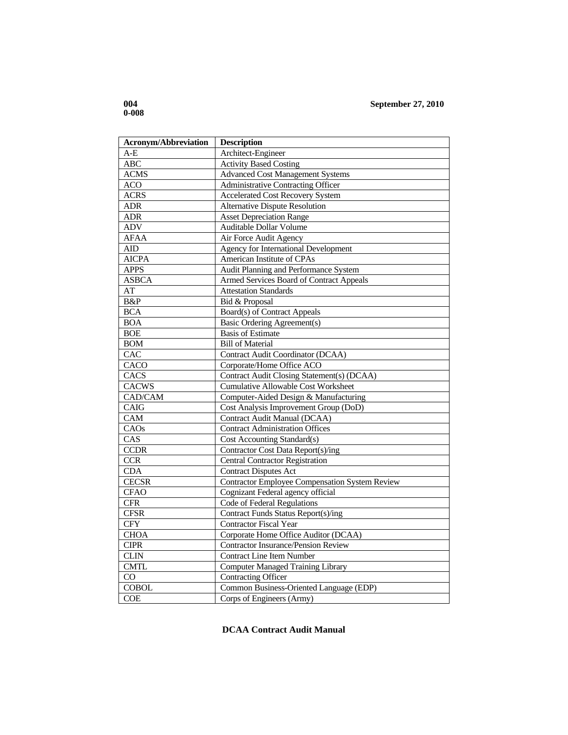| Acronym/Abbreviation | Description |
|---|---|
| A-E | Architect-Engineer |
| ABC | Activity Based Costing |
| ACMS | Advanced Cost Management Systems |
| ACO | Administrative Contracting Officer |
| ACRS | Accelerated Cost Recovery System |
| ADR | Alternative Dispute Resolution |
| ADR | Asset Depreciation Range |
| ADV | Auditable Dollar Volume |
| AFAA | Air Force Audit Agency |
| AID | Agency for International Development |
| AICPA | American Institute of CPAs |
| APPS | Audit Planning and Performance System |
| ASBCA | Armed Services Board of Contract Appeals |
| AT | Attestation Standards |
| B&P | Bid & Proposal |
| BCA | Board(s) of Contract Appeals |
| BOA | Basic Ordering Agreement(s) |
| BOE | Basis of Estimate |
| BOM | Bill of Material |
| CAC | Contract Audit Coordinator (DCAA) |
| CACO | Corporate/Home Office ACO |
| CACS | Contract Audit Closing Statement(s) (DCAA) |
| CACWS | Cumulative Allowable Cost Worksheet |
| CAD/CAM | Computer-Aided Design & Manufacturing |
| CAIG | Cost Analysis Improvement Group (DoD) |
| CAM | Contract Audit Manual (DCAA) |
| CAOs | Contract Administration Offices |
| CAS | Cost Accounting Standard(s) |
| CCDR | Contractor Cost Data Report(s)/ing |
| CCR | Central Contractor Registration |
| CDA | Contract Disputes Act |
| CECSR | Contractor Employee Compensation System Review |
| CFAO | Cognizant Federal agency official |
| CFR | Code of Federal Regulations |
| CFSR | Contract Funds Status Report(s)/ing |
| CFY | Contractor Fiscal Year |
| CHOA | Corporate Home Office Auditor (DCAA) |
| CIPR | Contractor Insurance/Pension Review |
| CLIN | Contract Line Item Number |
| CMTL | Computer Managed Training Library |
| CO | Contracting Officer |
| COBOL | Common Business-Oriented Language (EDP) |
| COE | Corps of Engineers (Army) |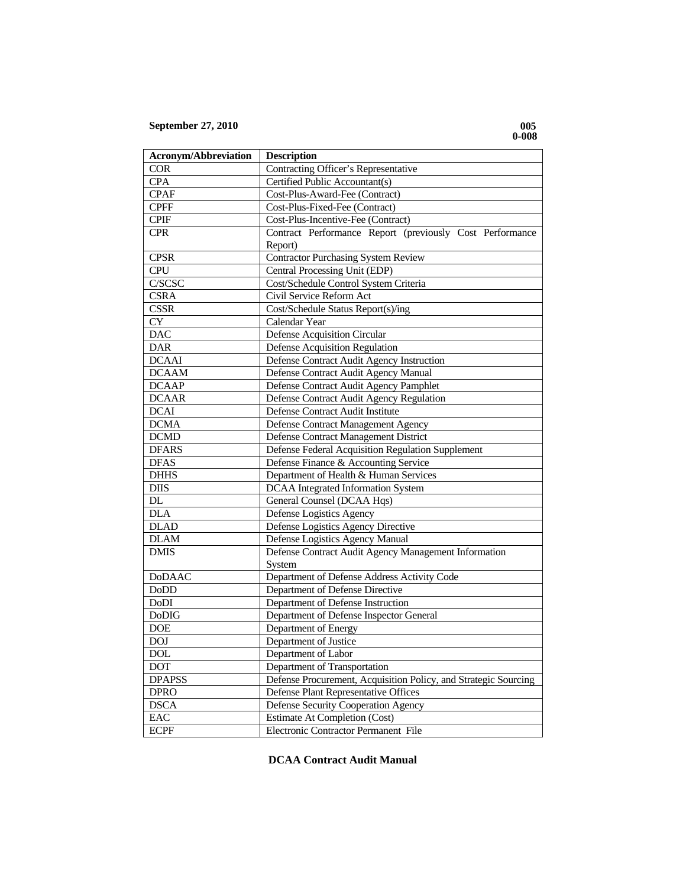| Acronym/Abbreviation | Description |
| --- | --- |
| COR | Contracting Officer's Representative |
| CPA | Certified Public Accountant(s) |
| CPAF | Cost-Plus-Award-Fee (Contract) |
| CPFF | Cost-Plus-Fixed-Fee (Contract) |
| CPIF | Cost-Plus-Incentive-Fee (Contract) |
| CPR | Contract Performance Report (previously Cost Performance Report) |
| CPSR | Contractor Purchasing System Review |
| CPU | Central Processing Unit (EDP) |
| C/SCSC | Cost/Schedule Control System Criteria |
| CSRA | Civil Service Reform Act |
| CSSR | Cost/Schedule Status Report(s)/ing |
| CY | Calendar Year |
| DAC | Defense Acquisition Circular |
| DAR | Defense Acquisition Regulation |
| DCAAI | Defense Contract Audit Agency Instruction |
| DCAAM | Defense Contract Audit Agency Manual |
| DCAAP | Defense Contract Audit Agency Pamphlet |
| DCAAR | Defense Contract Audit Agency Regulation |
| DCAI | Defense Contract Audit Institute |
| DCMA | Defense Contract Management Agency |
| DCMD | Defense Contract Management District |
| DFARS | Defense Federal Acquisition Regulation Supplement |
| DFAS | Defense Finance & Accounting Service |
| DHHS | Department of Health & Human Services |
| DIIS | DCAA Integrated Information System |
| DL | General Counsel (DCAA Hqs) |
| DLA | Defense Logistics Agency |
| DLAD | Defense Logistics Agency Directive |
| DLAM | Defense Logistics Agency Manual |
| DMIS | Defense Contract Audit Agency Management Information System |
| DoDAAC | Department of Defense Address Activity Code |
| DoDD | Department of Defense Directive |
| DoDI | Department of Defense Instruction |
| DoDIG | Department of Defense Inspector General |
| DOE | Department of Energy |
| DOJ | Department of Justice |
| DOL | Department of Labor |
| DOT | Department of Transportation |
| DPAPSS | Defense Procurement, Acquisition Policy, and Strategic Sourcing |
| DPRO | Defense Plant Representative Offices |
| DSCA | Defense Security Cooperation Agency |
| EAC | Estimate At Completion (Cost) |
| ECPF | Electronic Contractor Permanent File |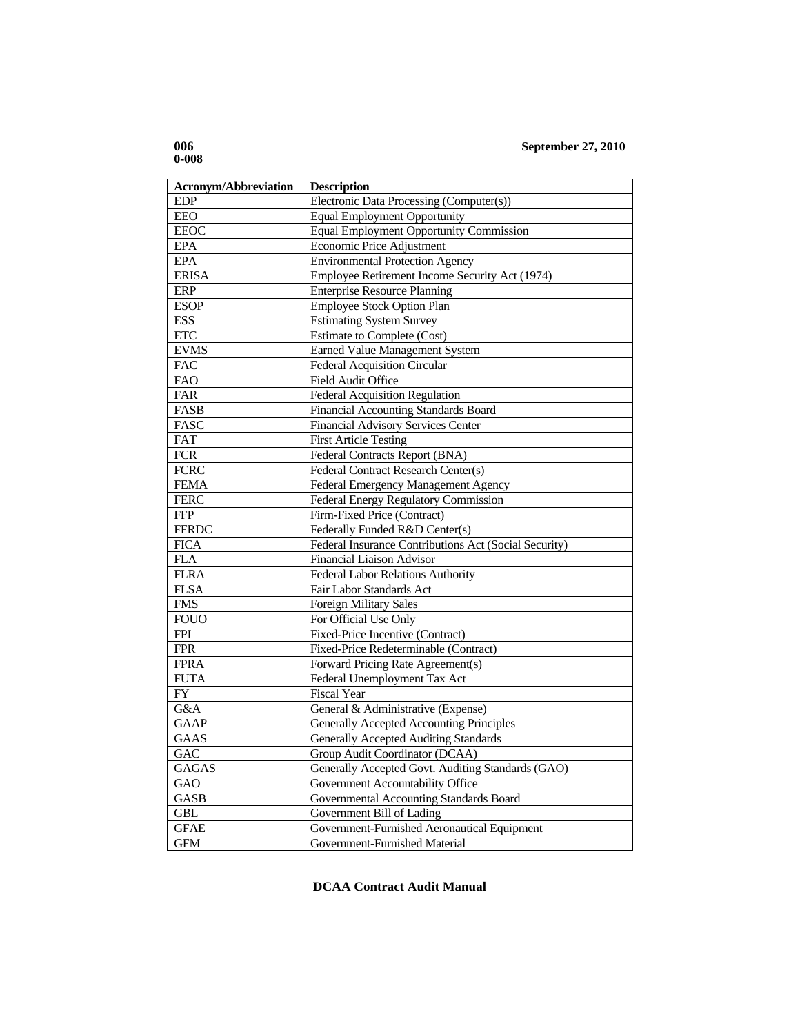| Acronym/Abbreviation | Description |
|---|---|
| EDP | Electronic Data Processing (Computer(s)) |
| EEO | Equal Employment Opportunity |
| EEOC | Equal Employment Opportunity Commission |
| EPA | Economic Price Adjustment |
| EPA | Environmental Protection Agency |
| ERISA | Employee Retirement Income Security Act (1974) |
| ERP | Enterprise Resource Planning |
| ESOP | Employee Stock Option Plan |
| ESS | Estimating System Survey |
| ETC | Estimate to Complete (Cost) |
| EVMS | Earned Value Management System |
| FAC | Federal Acquisition Circular |
| FAO | Field Audit Office |
| FAR | Federal Acquisition Regulation |
| FASB | Financial Accounting Standards Board |
| FASC | Financial Advisory Services Center |
| FAT | First Article Testing |
| FCR | Federal Contracts Report (BNA) |
| FCRC | Federal Contract Research Center(s) |
| FEMA | Federal Emergency Management Agency |
| FERC | Federal Energy Regulatory Commission |
| FFP | Firm-Fixed Price (Contract) |
| FFRDC | Federally Funded R&D Center(s) |
| FICA | Federal Insurance Contributions Act (Social Security) |
| FLA | Financial Liaison Advisor |
| FLRA | Federal Labor Relations Authority |
| FLSA | Fair Labor Standards Act |
| FMS | Foreign Military Sales |
| FOUO | For Official Use Only |
| FPI | Fixed-Price Incentive (Contract) |
| FPR | Fixed-Price Redeterminable (Contract) |
| FPRA | Forward Pricing Rate Agreement(s) |
| FUTA | Federal Unemployment Tax Act |
| FY | Fiscal Year |
| G&A | General & Administrative (Expense) |
| GAAP | Generally Accepted Accounting Principles |
| GAAS | Generally Accepted Auditing Standards |
| GAC | Group Audit Coordinator (DCAA) |
| GAGAS | Generally Accepted Govt. Auditing Standards (GAO) |
| GAO | Government Accountability Office |
| GASB | Governmental Accounting Standards Board |
| GBL | Government Bill of Lading |
| GFAE | Government-Furnished Aeronautical Equipment |
| GFM | Government-Furnished Material |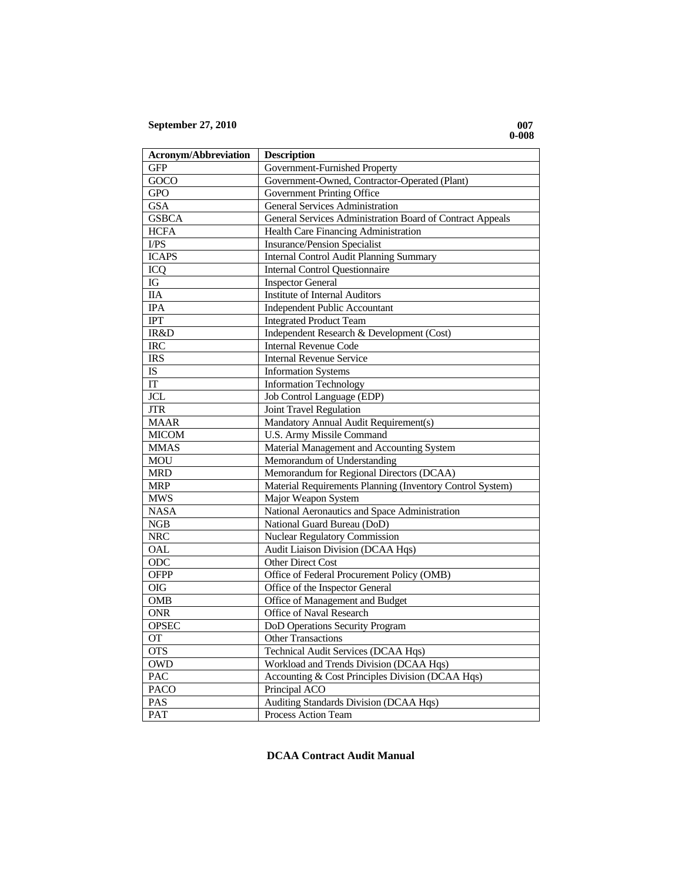| Acronym/Abbreviation | Description |
|---|---|
| GFP | Government-Furnished Property |
| GOCO | Government-Owned, Contractor-Operated (Plant) |
| GPO | Government Printing Office |
| GSA | General Services Administration |
| GSBCA | General Services Administration Board of Contract Appeals |
| HCFA | Health Care Financing Administration |
| I/PS | Insurance/Pension Specialist |
| ICAPS | Internal Control Audit Planning Summary |
| ICQ | Internal Control Questionnaire |
| IG | Inspector General |
| IIA | Institute of Internal Auditors |
| IPA | Independent Public Accountant |
| IPT | Integrated Product Team |
| IR&D | Independent Research & Development (Cost) |
| IRC | Internal Revenue Code |
| IRS | Internal Revenue Service |
| IS | Information Systems |
| IT | Information Technology |
| JCL | Job Control Language (EDP) |
| JTR | Joint Travel Regulation |
| MAAR | Mandatory Annual Audit Requirement(s) |
| MICOM | U.S. Army Missile Command |
| MMAS | Material Management and Accounting System |
| MOU | Memorandum of Understanding |
| MRD | Memorandum for Regional Directors (DCAA) |
| MRP | Material Requirements Planning (Inventory Control System) |
| MWS | Major Weapon System |
| NASA | National Aeronautics and Space Administration |
| NGB | National Guard Bureau (DoD) |
| NRC | Nuclear Regulatory Commission |
| OAL | Audit Liaison Division (DCAA Hqs) |
| ODC | Other Direct Cost |
| OFPP | Office of Federal Procurement Policy (OMB) |
| OIG | Office of the Inspector General |
| OMB | Office of Management and Budget |
| ONR | Office of Naval Research |
| OPSEC | DoD Operations Security Program |
| OT | Other Transactions |
| OTS | Technical Audit Services (DCAA Hqs) |
| OWD | Workload and Trends Division (DCAA Hqs) |
| PAC | Accounting & Cost Principles Division (DCAA Hqs) |
| PACO | Principal ACO |
| PAS | Auditing Standards Division (DCAA Hqs) |
| PAT | Process Action Team |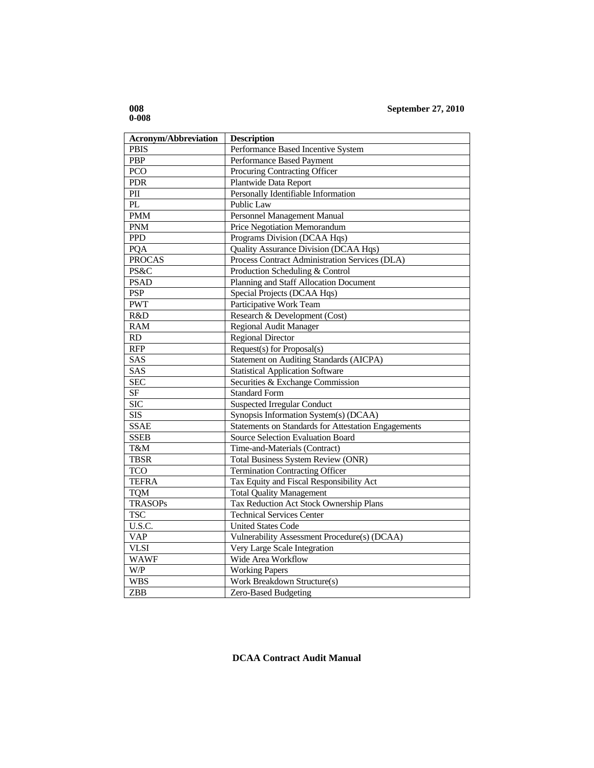| Acronym/Abbreviation | Description |
|---|---|
| PBIS | Performance Based Incentive System |
| PBP | Performance Based Payment |
| PCO | Procuring Contracting Officer |
| PDR | Plantwide Data Report |
| PII | Personally Identifiable Information |
| PL | Public Law |
| PMM | Personnel Management Manual |
| PNM | Price Negotiation Memorandum |
| PPD | Programs Division (DCAA Hqs) |
| PQA | Quality Assurance Division (DCAA Hqs) |
| PROCAS | Process Contract Administration Services (DLA) |
| PS&C | Production Scheduling & Control |
| PSAD | Planning and Staff Allocation Document |
| PSP | Special Projects (DCAA Hqs) |
| PWT | Participative Work Team |
| R&D | Research & Development (Cost) |
| RAM | Regional Audit Manager |
| RD | Regional Director |
| RFP | Request(s) for Proposal(s) |
| SAS | Statement on Auditing Standards (AICPA) |
| SAS | Statistical Application Software |
| SEC | Securities & Exchange Commission |
| SF | Standard Form |
| SIC | Suspected Irregular Conduct |
| SIS | Synopsis Information System(s) (DCAA) |
| SSAE | Statements on Standards for Attestation Engagements |
| SSEB | Source Selection Evaluation Board |
| T&M | Time-and-Materials (Contract) |
| TBSR | Total Business System Review (ONR) |
| TCO | Termination Contracting Officer |
| TEFRA | Tax Equity and Fiscal Responsibility Act |
| TQM | Total Quality Management |
| TRASOPs | Tax Reduction Act Stock Ownership Plans |
| TSC | Technical Services Center |
| U.S.C. | United States Code |
| VAP | Vulnerability Assessment Procedure(s) (DCAA) |
| VLSI | Very Large Scale Integration |
| WAWF | Wide Area Workflow |
| W/P | Working Papers |
| WBS | Work Breakdown Structure(s) |
| ZBB | Zero-Based Budgeting |